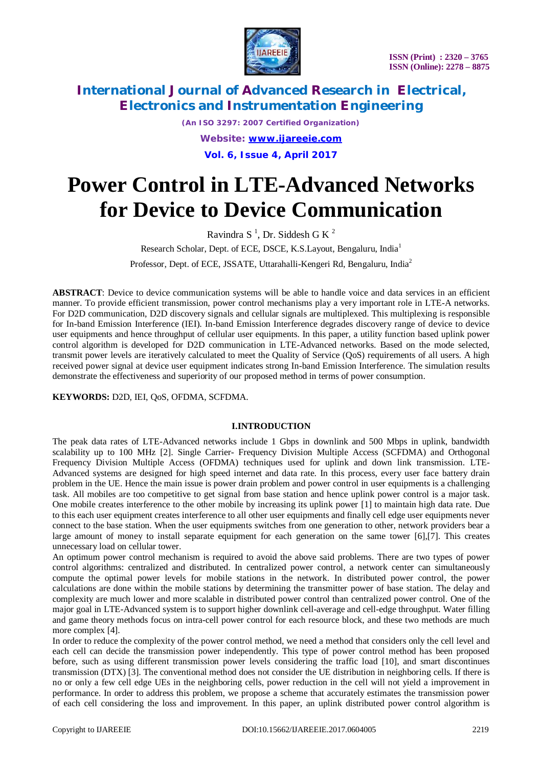# Power Control in LTE-Advanced Networks for Device to Device Communication

Ravindra S [1], Dr. Siddesh G K [2]

Research Scholar, Dept. of ECE, DSCE, K.S.Layout, Bengaluru, India[1]

Professor, Dept. of ECE, JSSATE, Uttarahalli-Kengeri Rd, Bengaluru, India[2]

**ABSTRACT**: Device to device communication systems will be able to handle voice and data services in an efficient manner. To provide efficient transmission, power control mechanisms play a very important role in LTE-A networks. For D2D communication, D2D discovery signals and cellular signals are multiplexed. This multiplexing is responsible for In-band Emission Interference (IEI). In-band Emission Interference degrades discovery range of device to device user equipments and hence throughput of cellular user equipments. In this paper, a utility function based uplink power control algorithm is developed for D2D communication in LTE-Advanced networks. Based on the mode selected, transmit power levels are iteratively calculated to meet the Quality of Service (QoS) requirements of all users. A high received power signal at device user equipment indicates strong In-band Emission Interference. The simulation results demonstrate the effectiveness and superiority of our proposed method in terms of power consumption.

**KEYWORDS:** D2D, IEI, QoS, OFDMA, SCFDMA.

## I.INTRODUCTION

The peak data rates of LTE-Advanced networks include 1 Gbps in downlink and 500 Mbps in uplink, bandwidth scalability up to 100 MHz [2]. Single Carrier- Frequency Division Multiple Access (SCFDMA) and Orthogonal Frequency Division Multiple Access (OFDMA) techniques used for uplink and down link transmission. LTE-Advanced systems are designed for high speed internet and data rate. In this process, every user face battery drain problem in the UE. Hence the main issue is power drain problem and power control in user equipments is a challenging task. All mobiles are too competitive to get signal from base station and hence uplink power control is a major task. One mobile creates interference to the other mobile by increasing its uplink power [1] to maintain high data rate. Due to this each user equipment creates interference to all other user equipments and finally cell edge user equipments never connect to the base station. When the user equipments switches from one generation to other, network providers bear a large amount of money to install separate equipment for each generation on the same tower [6],[7]. This creates unnecessary load on cellular tower.

An optimum power control mechanism is required to avoid the above said problems. There are two types of power control algorithms: centralized and distributed. In centralized power control, a network center can simultaneously compute the optimal power levels for mobile stations in the network. In distributed power control, the power calculations are done within the mobile stations by determining the transmitter power of base station. The delay and complexity are much lower and more scalable in distributed power control than centralized power control. One of the major goal in LTE-Advanced system is to support higher downlink cell-average and cell-edge throughput. Water filling and game theory methods focus on intra-cell power control for each resource block, and these two methods are much more complex [4].

In order to reduce the complexity of the power control method, we need a method that considers only the cell level and each cell can decide the transmission power independently. This type of power control method has been proposed before, such as using different transmission power levels considering the traffic load [10], and smart discontinues transmission (DTX) [3]. The conventional method does not consider the UE distribution in neighboring cells. If there is no or only a few cell edge UEs in the neighboring cells, power reduction in the cell will not yield a improvement in performance. In order to address this problem, we propose a scheme that accurately estimates the transmission power of each cell considering the loss and improvement. In this paper, an uplink distributed power control algorithm is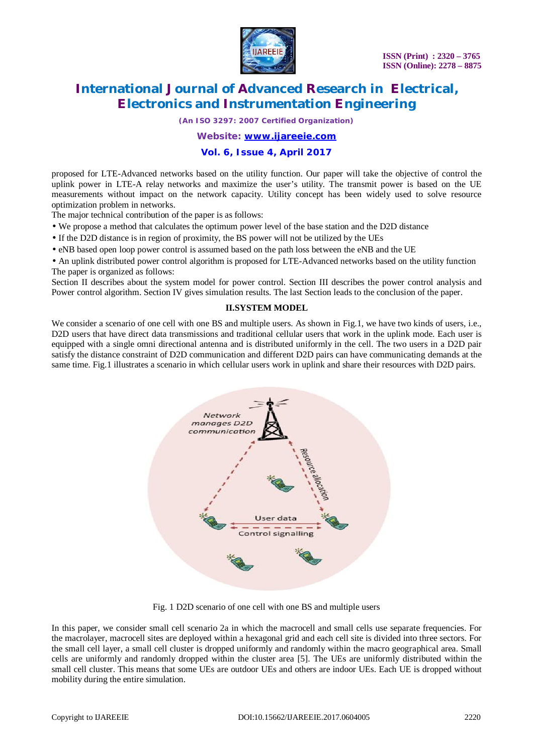proposed for LTE-Advanced networks based on the utility function. Our paper will take the objective of control the uplink power in LTE-A relay networks and maximize the user's utility. The transmit power is based on the UE measurements without impact on the network capacity. Utility concept has been widely used to solve resource optimization problem in networks.

The major technical contribution of the paper is as follows:

- We propose a method that calculates the optimum power level of the base station and the D2D distance
- If the D2D distance is in region of proximity, the BS power will not be utilized by the UEs
- eNB based open loop power control is assumed based on the path loss between the eNB and the UE
- An uplink distributed power control algorithm is proposed for LTE-Advanced networks based on the utility function

The paper is organized as follows:

Section II describes about the system model for power control. Section III describes the power control analysis and Power control algorithm. Section IV gives simulation results. The last Section leads to the conclusion of the paper.

## II.SYSTEM MODEL

We consider a scenario of one cell with one BS and multiple users. As shown in Fig.1, we have two kinds of users, i.e., D2D users that have direct data transmissions and traditional cellular users that work in the uplink mode. Each user is equipped with a single omni directional antenna and is distributed uniformly in the cell. The two users in a D2D pair satisfy the distance constraint of D2D communication and different D2D pairs can have communicating demands at the same time. Fig.1 illustrates a scenario in which cellular users work in uplink and share their resources with D2D pairs.

Fig. 1 D2D scenario of one cell with one BS and multiple users

In this paper, we consider small cell scenario 2a in which the macrocell and small cells use separate frequencies. For the macrolayer, macrocell sites are deployed within a hexagonal grid and each cell site is divided into three sectors. For the small cell layer, a small cell cluster is dropped uniformly and randomly within the macro geographical area. Small cells are uniformly and randomly dropped within the cluster area [5]. The UEs are uniformly distributed within the small cell cluster. This means that some UEs are outdoor UEs and others are indoor UEs. Each UE is dropped without mobility during the entire simulation.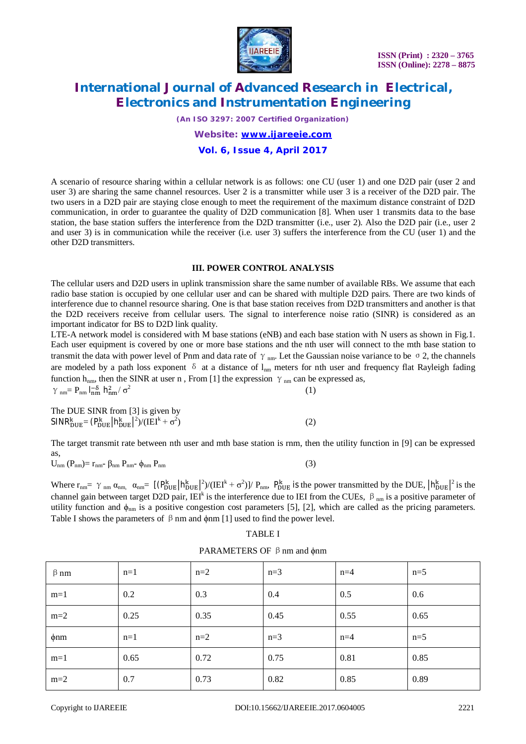A scenario of resource sharing within a cellular network is as follows: one CU (user 1) and one D2D pair (user 2 and user 3) are sharing the same channel resources. User 2 is a transmitter while user 3 is a receiver of the D2D pair. The two users in a D2D pair are staying close enough to meet the requirement of the maximum distance constraint of D2D communication, in order to guarantee the quality of D2D communication [8]. When user 1 transmits data to the base station, the base station suffers the interference from the D2D transmitter (i.e., user 2). Also the D2D pair (i.e., user 2 and user 3) is in communication while the receiver (i.e. user 3) suffers the interference from the CU (user 1) and the other D2D transmitters.

### III. POWER CONTROL ANALYSIS

The cellular users and D2D users in uplink transmission share the same number of available RBs. We assume that each radio base station is occupied by one cellular user and can be shared with multiple D2D pairs. There are two kinds of interference due to channel resource sharing. One is that base station receives from D2D transmitters and another is that the D2D receivers receive from cellular users. The signal to interference noise ratio (SINR) is considered as an important indicator for BS to D2D link quality.

LTE-A network model is considered with M base stations (eNB) and each base station with N users as shown in Fig.1. Each user equipment is covered by one or more base stations and the nth user will connect to the mth base station to transmit the data with power level of Pnm and data rate of $\gamma_{nm}$. Let the Gaussian noise variance to be $\sigma 2$, the channels are modeled by a path loss exponent $\delta$ at a distance of $l_{nm}$ meters for nth user and frequency flat Rayleigh fading function $h_{nm}$, then the SINR at user n , From [1] the expression $\gamma_{nm}$ can be expressed as,

$$\gamma_{nm} = P_{nm}\, l_{nm}^{-\delta}\, h_{nm}^{2} / \sigma^{2} \quad (1)$$

The DUE SINR from [3] is given by

$$SINR_{DUE}^{k} = (P_{DUE}^{k} |h_{DUE}^{k}|^{2})/(IEI^{k} + \sigma^{2}) \quad (2)$$

The target transmit rate between nth user and mth base station is rnm, then the utility function in [9] can be expressed as,

$$U_{nm}(P_{nm}) = r_{nm} - \beta_{nm} P_{nm} - \phi_{nm} P_{nm} \quad (3)$$

Where $r_{nm} = \gamma_{nm}\, \alpha_{nm}$, $\alpha_{nm} = [(P_{DUE}^{k} |h_{DUE}^{k}|^{2})/(IEI^{k} + \sigma^{2})] / P_{nm}$, $P_{DUE}^{k}$ is the power transmitted by the DUE, $|h_{DUE}^{k}|^{2}$ is the channel gain between target D2D pair, $IEI^{k}$ is the interference due to IEI from the CUEs, $\beta_{nm}$ is a positive parameter of utility function and $\phi_{nm}$ is a positive congestion cost parameters [5], [2], which are called as the pricing parameters. Table I shows the parameters of $\beta$ nm and $\phi$nm [1] used to find the power level.

TABLE I

PARAMETERS OF $\beta$ nm and $\phi$nm

| $\beta$ nm | n=1 | n=2 | n=3 | n=4 | n=5 |
|---|---|---|---|---|---|
| m=1 | 0.2 | 0.3 | 0.4 | 0.5 | 0.6 |
| m=2 | 0.25 | 0.35 | 0.45 | 0.55 | 0.65 |
| $\phi$nm | n=1 | n=2 | n=3 | n=4 | n=5 |
| m=1 | 0.65 | 0.72 | 0.75 | 0.81 | 0.85 |
| m=2 | 0.7 | 0.73 | 0.82 | 0.85 | 0.89 |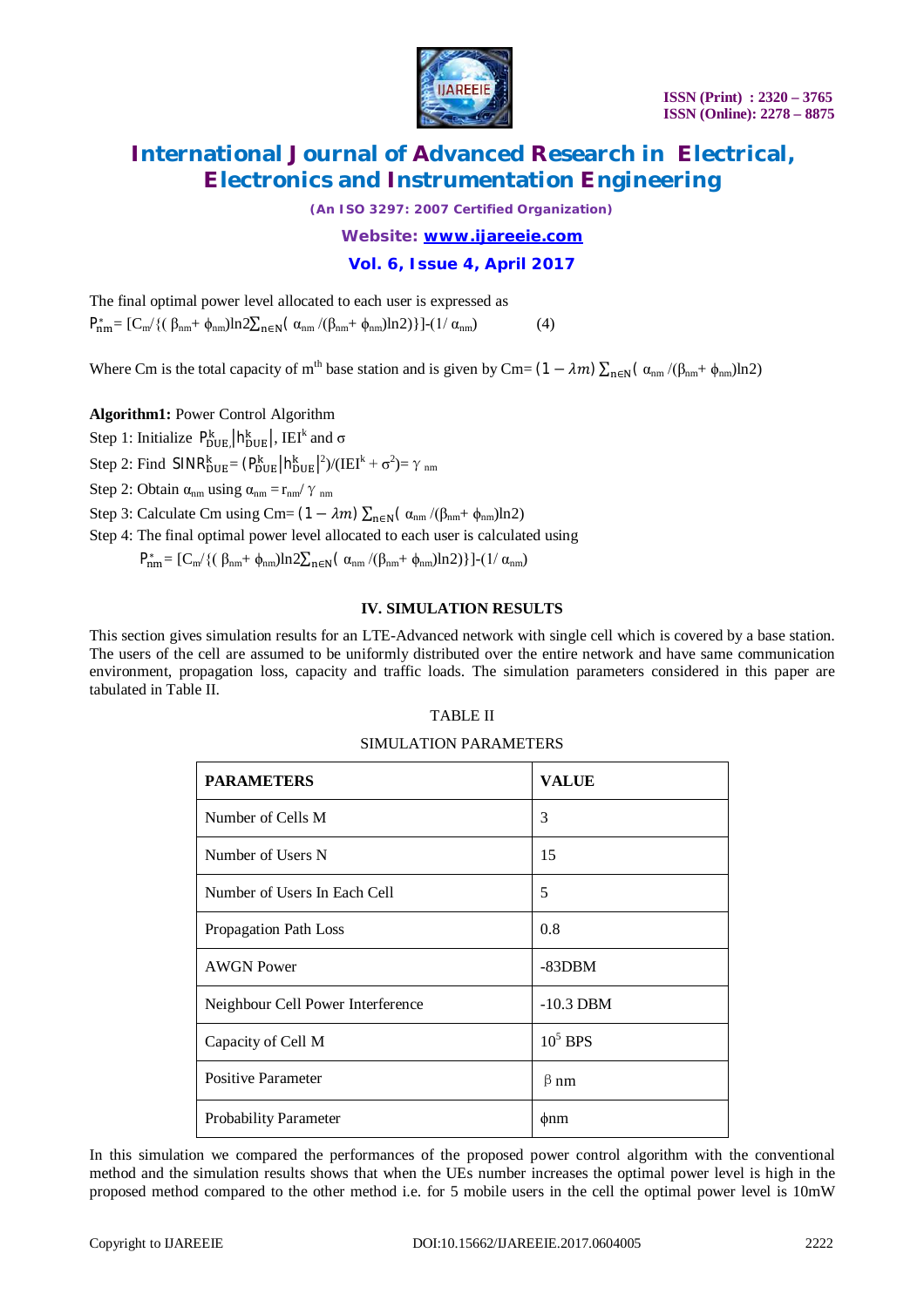The final optimal power level allocated to each user is expressed as

$$P^{*}_{nm} = [C_m/\{(\beta_{nm}+\phi_{nm})\ln 2\sum_{n\in N}(\alpha_{nm}/(\beta_{nm}+\phi_{nm})\ln 2)\}]-(1/\alpha_{nm}) \quad (4)$$

Where Cm is the total capacity of m[th] base station and is given by $Cm = (1-\lambda m)\sum_{n\in N}(\alpha_{nm}/(\beta_{nm}+\phi_{nm})\ln 2)$

**Algorithm1:** Power Control Algorithm

Step 1: Initialize $P^{k}_{DUE,}|h^{k}_{DUE}|$, $IEI^{k}$ and $\sigma$

Step 2: Find $SINR^{k}_{DUE} = (P^{k}_{DUE}|h^{k}_{DUE}|^2)/(IEI^{k}+\sigma^2) = \gamma_{nm}$

Step 2: Obtain $\alpha_{nm}$ using $\alpha_{nm} = r_{nm}/\gamma_{nm}$

Step 3: Calculate Cm using $Cm = (1-\lambda m)\sum_{n\in N}(\alpha_{nm}/(\beta_{nm}+\phi_{nm})\ln 2)$

Step 4: The final optimal power level allocated to each user is calculated using

$$P^{*}_{nm} = [C_m/\{(\beta_{nm}+\phi_{nm})\ln 2\sum_{n\in N}(\alpha_{nm}/(\beta_{nm}+\phi_{nm})\ln 2)\}]-(1/\alpha_{nm})$$

## IV. SIMULATION RESULTS

This section gives simulation results for an LTE-Advanced network with single cell which is covered by a base station. The users of the cell are assumed to be uniformly distributed over the entire network and have same communication environment, propagation loss, capacity and traffic loads. The simulation parameters considered in this paper are tabulated in Table II.

TABLE II

SIMULATION PARAMETERS

| PARAMETERS | VALUE |
|---|---|
| Number of Cells M | 3 |
| Number of Users N | 15 |
| Number of Users In Each Cell | 5 |
| Propagation Path Loss | 0.8 |
| AWGN Power | -83DBM |
| Neighbour Cell Power Interference | -10.3 DBM |
| Capacity of Cell M | $10^5$ BPS |
| Positive Parameter | $\beta$ nm |
| Probability Parameter | $\phi$nm |

In this simulation we compared the performances of the proposed power control algorithm with the conventional method and the simulation results shows that when the UEs number increases the optimal power level is high in the proposed method compared to the other method i.e. for 5 mobile users in the cell the optimal power level is 10mW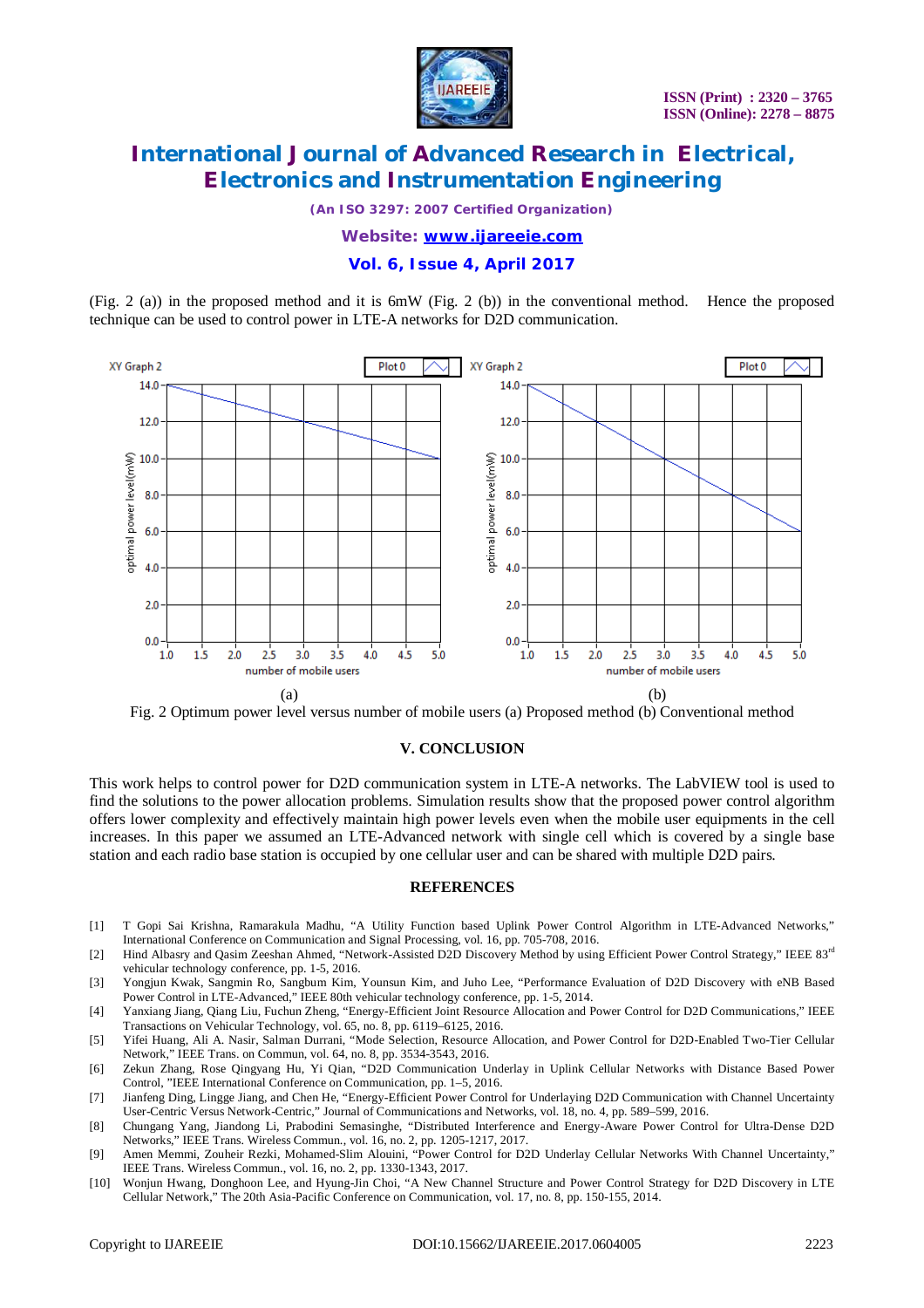(Fig. 2 (a)) in the proposed method and it is 6mW (Fig. 2 (b)) in the conventional method. Hence the proposed technique can be used to control power in LTE-A networks for D2D communication.

XY Graph 2
Plot 0
14.0
12.0
10.0
8.0
6.0
4.0
2.0
0.0
optimal power level(mW)
1.0 1.5 2.0 2.5 3.0 3.5 4.0 4.5 5.0
number of mobile users

(a)

XY Graph 2
Plot 0
14.0
12.0
10.0
8.0
6.0
4.0
2.0
0.0
optimal power level(mW)
1.0 1.5 2.0 2.5 3.0 3.5 4.0 4.5 5.0
number of mobile users

(b)

Fig. 2 Optimum power level versus number of mobile users (a) Proposed method (b) Conventional method

## V. CONCLUSION

This work helps to control power for D2D communication system in LTE-A networks. The LabVIEW tool is used to find the solutions to the power allocation problems. Simulation results show that the proposed power control algorithm offers lower complexity and effectively maintain high power levels even when the mobile user equipments in the cell increases. In this paper we assumed an LTE-Advanced network with single cell which is covered by a single base station and each radio base station is occupied by one cellular user and can be shared with multiple D2D pairs.

## REFERENCES

[1] T Gopi Sai Krishna, Ramarakula Madhu, "A Utility Function based Uplink Power Control Algorithm in LTE-Advanced Networks," International Conference on Communication and Signal Processing, vol. 16, pp. 705-708, 2016.

[2] Hind Albasry and Qasim Zeeshan Ahmed, "Network-Assisted D2D Discovery Method by using Efficient Power Control Strategy," IEEE 83rd vehicular technology conference, pp. 1-5, 2016.

[3] Yongjun Kwak, Sangmin Ro, Sangbum Kim, Younsun Kim, and Juho Lee, "Performance Evaluation of D2D Discovery with eNB Based Power Control in LTE-Advanced," IEEE 80th vehicular technology conference, pp. 1-5, 2014.

[4] Yanxiang Jiang, Qiang Liu, Fuchun Zheng, "Energy-Efficient Joint Resource Allocation and Power Control for D2D Communications," IEEE Transactions on Vehicular Technology, vol. 65, no. 8, pp. 6119–6125, 2016.

[5] Yifei Huang, Ali A. Nasir, Salman Durrani, "Mode Selection, Resource Allocation, and Power Control for D2D-Enabled Two-Tier Cellular Network," IEEE Trans. on Commun, vol. 64, no. 8, pp. 3534-3543, 2016.

[6] Zekun Zhang, Rose Qingyang Hu, Yi Qian, "D2D Communication Underlay in Uplink Cellular Networks with Distance Based Power Control, "IEEE International Conference on Communication, pp. 1–5, 2016.

[7] Jianfeng Ding, Lingge Jiang, and Chen He, "Energy-Efficient Power Control for Underlaying D2D Communication with Channel Uncertainty User-Centric Versus Network-Centric," Journal of Communications and Networks, vol. 18, no. 4, pp. 589–599, 2016.

[8] Chungang Yang, Jiandong Li, Prabodini Semasinghe, "Distributed Interference and Energy-Aware Power Control for Ultra-Dense D2D Networks," IEEE Trans. Wireless Commun., vol. 16, no. 2, pp. 1205-1217, 2017.

[9] Amen Memmi, Zouheir Rezki, Mohamed-Slim Alouini, "Power Control for D2D Underlay Cellular Networks With Channel Uncertainty," IEEE Trans. Wireless Commun., vol. 16, no. 2, pp. 1330-1343, 2017.

[10] Wonjun Hwang, Donghoon Lee, and Hyung-Jin Choi, "A New Channel Structure and Power Control Strategy for D2D Discovery in LTE Cellular Network," The 20th Asia-Pacific Conference on Communication, vol. 17, no. 8, pp. 150-155, 2014.